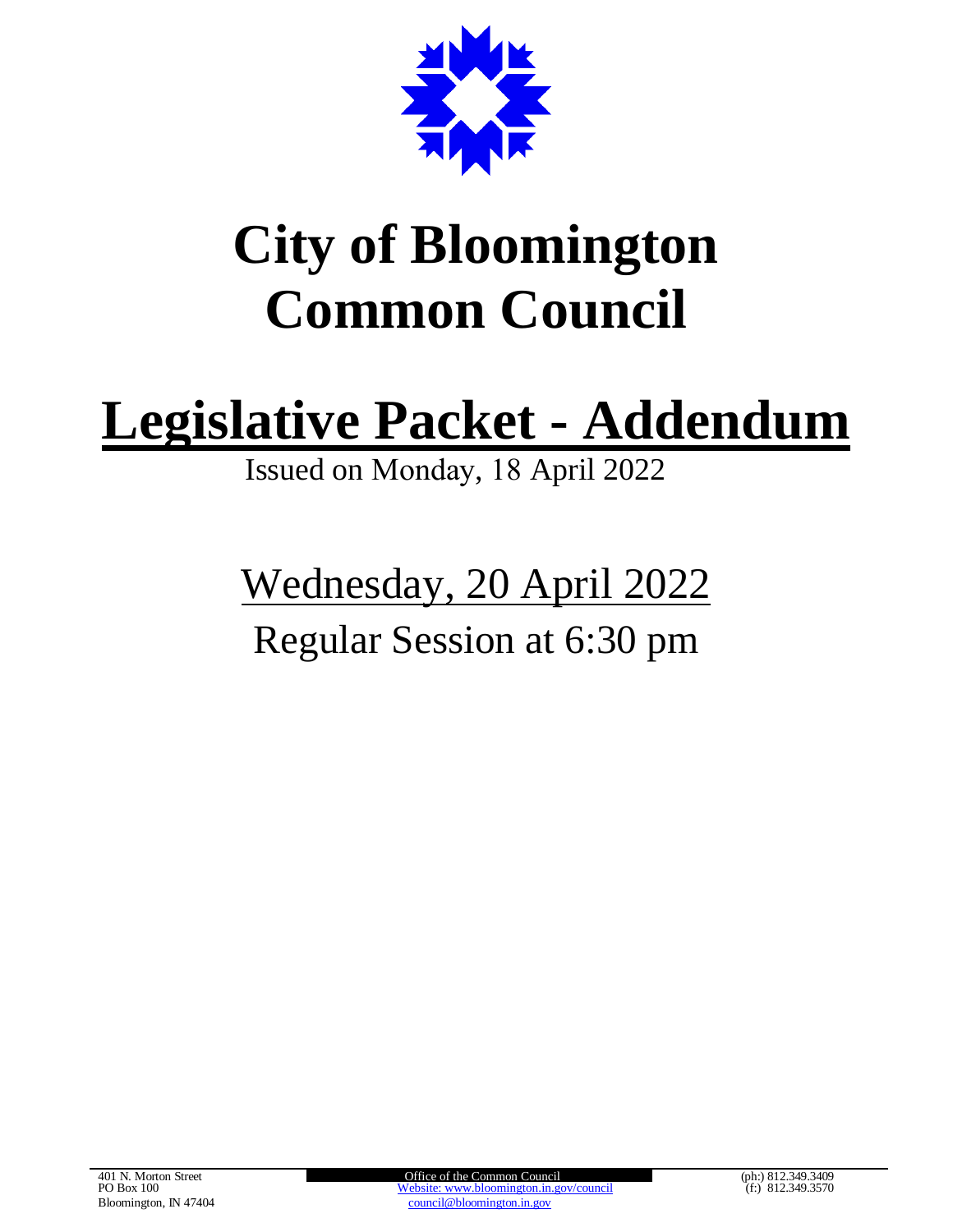# City of Bloomington Common Council

# Legislative Packet - Addendum

Issued on Monday, 18 April 2022

## Wednesday, 20 April 2022

## Regular Session at 6:30 pm

401 N. Morton Street
PO Box 100
Bloomington, IN 47404

Office of the Common Council
Website: www.bloomington.in.gov/council
council@bloomington.in.gov

(ph:) 812.349.3409
(f:) 812.349.3570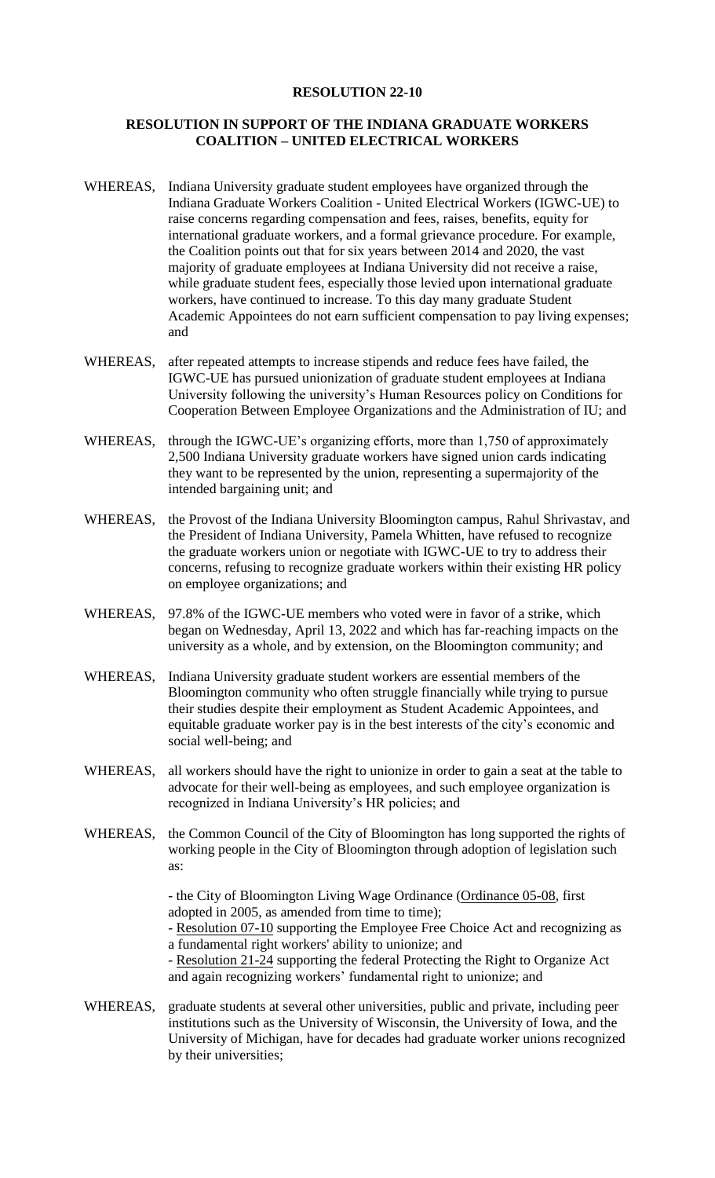**RESOLUTION 22-10**

**RESOLUTION IN SUPPORT OF THE INDIANA GRADUATE WORKERS COALITION – UNITED ELECTRICAL WORKERS**

WHEREAS, Indiana University graduate student employees have organized through the Indiana Graduate Workers Coalition - United Electrical Workers (IGWC-UE) to raise concerns regarding compensation and fees, raises, benefits, equity for international graduate workers, and a formal grievance procedure. For example, the Coalition points out that for six years between 2014 and 2020, the vast majority of graduate employees at Indiana University did not receive a raise, while graduate student fees, especially those levied upon international graduate workers, have continued to increase. To this day many graduate Student Academic Appointees do not earn sufficient compensation to pay living expenses; and

WHEREAS, after repeated attempts to increase stipends and reduce fees have failed, the IGWC-UE has pursued unionization of graduate student employees at Indiana University following the university's Human Resources policy on Conditions for Cooperation Between Employee Organizations and the Administration of IU; and

WHEREAS, through the IGWC-UE's organizing efforts, more than 1,750 of approximately 2,500 Indiana University graduate workers have signed union cards indicating they want to be represented by the union, representing a supermajority of the intended bargaining unit; and

WHEREAS, the Provost of the Indiana University Bloomington campus, Rahul Shrivastav, and the President of Indiana University, Pamela Whitten, have refused to recognize the graduate workers union or negotiate with IGWC-UE to try to address their concerns, refusing to recognize graduate workers within their existing HR policy on employee organizations; and

WHEREAS, 97.8% of the IGWC-UE members who voted were in favor of a strike, which began on Wednesday, April 13, 2022 and which has far-reaching impacts on the university as a whole, and by extension, on the Bloomington community; and

WHEREAS, Indiana University graduate student workers are essential members of the Bloomington community who often struggle financially while trying to pursue their studies despite their employment as Student Academic Appointees, and equitable graduate worker pay is in the best interests of the city's economic and social well-being; and

WHEREAS, all workers should have the right to unionize in order to gain a seat at the table to advocate for their well-being as employees, and such employee organization is recognized in Indiana University's HR policies; and

WHEREAS, the Common Council of the City of Bloomington has long supported the rights of working people in the City of Bloomington through adoption of legislation such as:

- the City of Bloomington Living Wage Ordinance (Ordinance 05-08, first adopted in 2005, as amended from time to time);
- Resolution 07-10 supporting the Employee Free Choice Act and recognizing as a fundamental right workers' ability to unionize; and
- Resolution 21-24 supporting the federal Protecting the Right to Organize Act and again recognizing workers' fundamental right to unionize; and

WHEREAS, graduate students at several other universities, public and private, including peer institutions such as the University of Wisconsin, the University of Iowa, and the University of Michigan, have for decades had graduate worker unions recognized by their universities;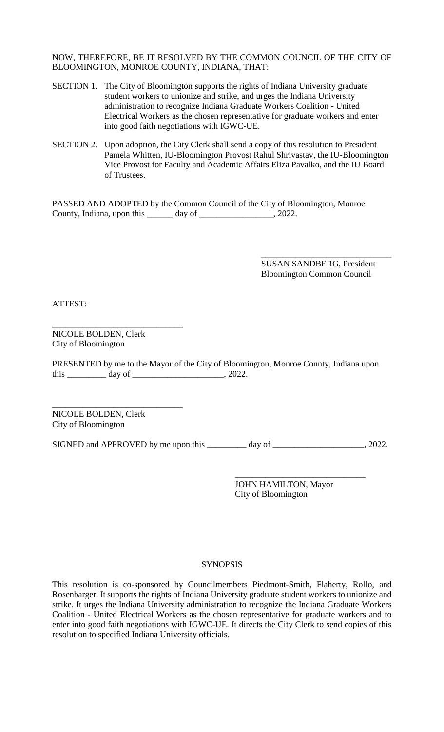NOW, THEREFORE, BE IT RESOLVED BY THE COMMON COUNCIL OF THE CITY OF BLOOMINGTON, MONROE COUNTY, INDIANA, THAT:

SECTION 1. The City of Bloomington supports the rights of Indiana University graduate student workers to unionize and strike, and urges the Indiana University administration to recognize Indiana Graduate Workers Coalition - United Electrical Workers as the chosen representative for graduate workers and enter into good faith negotiations with IGWC-UE.

SECTION 2. Upon adoption, the City Clerk shall send a copy of this resolution to President Pamela Whitten, IU-Bloomington Provost Rahul Shrivastav, the IU-Bloomington Vice Provost for Faculty and Academic Affairs Eliza Pavalko, and the IU Board of Trustees.

PASSED AND ADOPTED by the Common Council of the City of Bloomington, Monroe County, Indiana, upon this ______ day of _________________, 2022.

_____________________________
SUSAN SANDBERG, President
Bloomington Common Council

ATTEST:

_____________________________
NICOLE BOLDEN, Clerk
City of Bloomington

PRESENTED by me to the Mayor of the City of Bloomington, Monroe County, Indiana upon this _________ day of _____________________, 2022.

_____________________________
NICOLE BOLDEN, Clerk
City of Bloomington

SIGNED and APPROVED by me upon this _________ day of _____________________, 2022.

_____________________________
JOHN HAMILTON, Mayor
City of Bloomington

## SYNOPSIS

This resolution is co-sponsored by Councilmembers Piedmont-Smith, Flaherty, Rollo, and Rosenbarger. It supports the rights of Indiana University graduate student workers to unionize and strike. It urges the Indiana University administration to recognize the Indiana Graduate Workers Coalition - United Electrical Workers as the chosen representative for graduate workers and to enter into good faith negotiations with IGWC-UE. It directs the City Clerk to send copies of this resolution to specified Indiana University officials.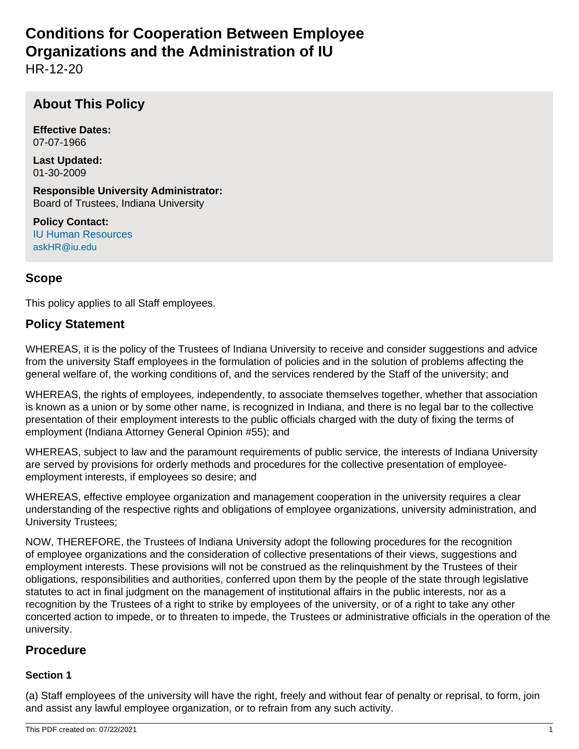# Conditions for Cooperation Between Employee Organizations and the Administration of IU

HR-12-20

## About This Policy

**Effective Dates:**
07-07-1966

**Last Updated:**
01-30-2009

**Responsible University Administrator:**
Board of Trustees, Indiana University

**Policy Contact:**
IU Human Resources
askHR@iu.edu

## Scope

This policy applies to all Staff employees.

## Policy Statement

WHEREAS, it is the policy of the Trustees of Indiana University to receive and consider suggestions and advice from the university Staff employees in the formulation of policies and in the solution of problems affecting the general welfare of, the working conditions of, and the services rendered by the Staff of the university; and

WHEREAS, the rights of employees, independently, to associate themselves together, whether that association is known as a union or by some other name, is recognized in Indiana, and there is no legal bar to the collective presentation of their employment interests to the public officials charged with the duty of fixing the terms of employment (Indiana Attorney General Opinion #55); and

WHEREAS, subject to law and the paramount requirements of public service, the interests of Indiana University are served by provisions for orderly methods and procedures for the collective presentation of employee-employment interests, if employees so desire; and

WHEREAS, effective employee organization and management cooperation in the university requires a clear understanding of the respective rights and obligations of employee organizations, university administration, and University Trustees;

NOW, THEREFORE, the Trustees of Indiana University adopt the following procedures for the recognition of employee organizations and the consideration of collective presentations of their views, suggestions and employment interests. These provisions will not be construed as the relinquishment by the Trustees of their obligations, responsibilities and authorities, conferred upon them by the people of the state through legislative statutes to act in final judgment on the management of institutional affairs in the public interests, nor as a recognition by the Trustees of a right to strike by employees of the university, or of a right to take any other concerted action to impede, or to threaten to impede, the Trustees or administrative officials in the operation of the university.

## Procedure

### Section 1

(a) Staff employees of the university will have the right, freely and without fear of penalty or reprisal, to form, join and assist any lawful employee organization, or to refrain from any such activity.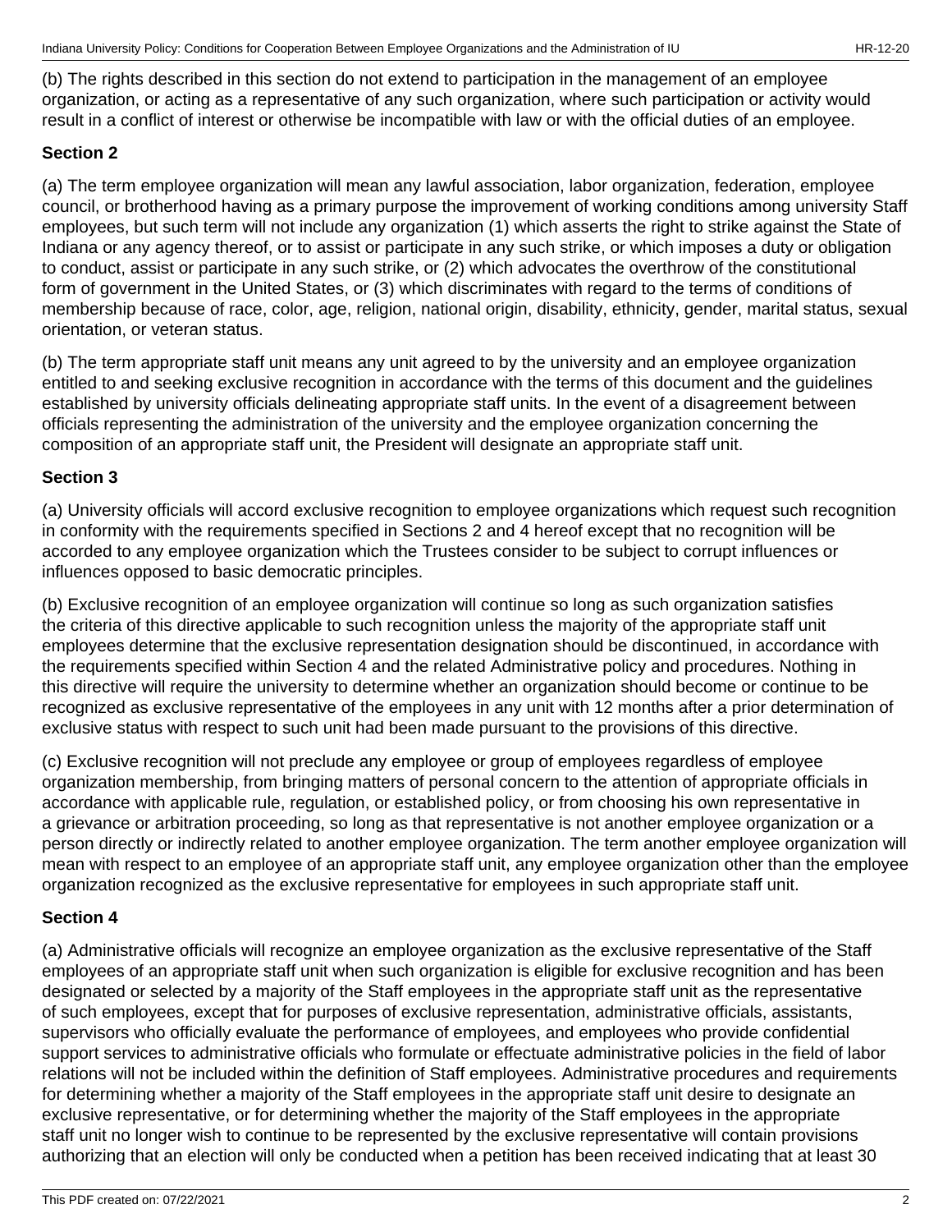(b) The rights described in this section do not extend to participation in the management of an employee organization, or acting as a representative of any such organization, where such participation or activity would result in a conflict of interest or otherwise be incompatible with law or with the official duties of an employee.

### Section 2

(a) The term employee organization will mean any lawful association, labor organization, federation, employee council, or brotherhood having as a primary purpose the improvement of working conditions among university Staff employees, but such term will not include any organization (1) which asserts the right to strike against the State of Indiana or any agency thereof, or to assist or participate in any such strike, or which imposes a duty or obligation to conduct, assist or participate in any such strike, or (2) which advocates the overthrow of the constitutional form of government in the United States, or (3) which discriminates with regard to the terms of conditions of membership because of race, color, age, religion, national origin, disability, ethnicity, gender, marital status, sexual orientation, or veteran status.

(b) The term appropriate staff unit means any unit agreed to by the university and an employee organization entitled to and seeking exclusive recognition in accordance with the terms of this document and the guidelines established by university officials delineating appropriate staff units. In the event of a disagreement between officials representing the administration of the university and the employee organization concerning the composition of an appropriate staff unit, the President will designate an appropriate staff unit.

### Section 3

(a) University officials will accord exclusive recognition to employee organizations which request such recognition in conformity with the requirements specified in Sections 2 and 4 hereof except that no recognition will be accorded to any employee organization which the Trustees consider to be subject to corrupt influences or influences opposed to basic democratic principles.

(b) Exclusive recognition of an employee organization will continue so long as such organization satisfies the criteria of this directive applicable to such recognition unless the majority of the appropriate staff unit employees determine that the exclusive representation designation should be discontinued, in accordance with the requirements specified within Section 4 and the related Administrative policy and procedures. Nothing in this directive will require the university to determine whether an organization should become or continue to be recognized as exclusive representative of the employees in any unit with 12 months after a prior determination of exclusive status with respect to such unit had been made pursuant to the provisions of this directive.

(c) Exclusive recognition will not preclude any employee or group of employees regardless of employee organization membership, from bringing matters of personal concern to the attention of appropriate officials in accordance with applicable rule, regulation, or established policy, or from choosing his own representative in a grievance or arbitration proceeding, so long as that representative is not another employee organization or a person directly or indirectly related to another employee organization. The term another employee organization will mean with respect to an employee of an appropriate staff unit, any employee organization other than the employee organization recognized as the exclusive representative for employees in such appropriate staff unit.

### Section 4

(a) Administrative officials will recognize an employee organization as the exclusive representative of the Staff employees of an appropriate staff unit when such organization is eligible for exclusive recognition and has been designated or selected by a majority of the Staff employees in the appropriate staff unit as the representative of such employees, except that for purposes of exclusive representation, administrative officials, assistants, supervisors who officially evaluate the performance of employees, and employees who provide confidential support services to administrative officials who formulate or effectuate administrative policies in the field of labor relations will not be included within the definition of Staff employees. Administrative procedures and requirements for determining whether a majority of the Staff employees in the appropriate staff unit desire to designate an exclusive representative, or for determining whether the majority of the Staff employees in the appropriate staff unit no longer wish to continue to be represented by the exclusive representative will contain provisions authorizing that an election will only be conducted when a petition has been received indicating that at least 30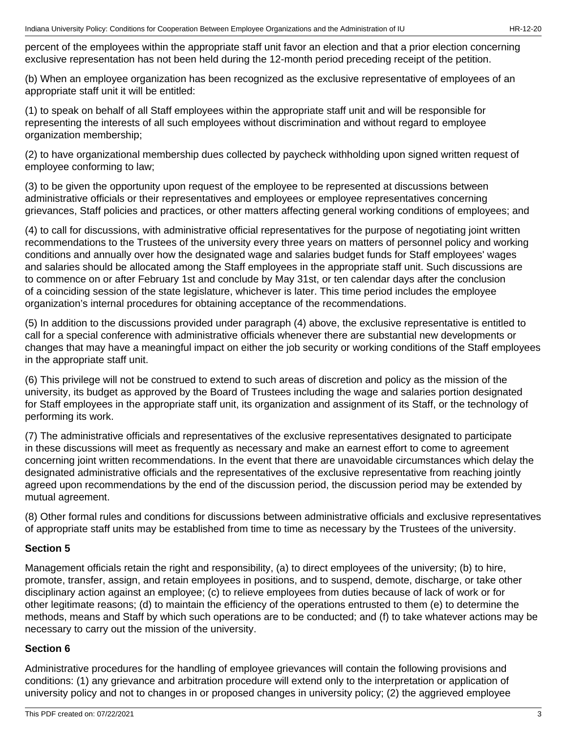percent of the employees within the appropriate staff unit favor an election and that a prior election concerning exclusive representation has not been held during the 12-month period preceding receipt of the petition.

(b) When an employee organization has been recognized as the exclusive representative of employees of an appropriate staff unit it will be entitled:

(1) to speak on behalf of all Staff employees within the appropriate staff unit and will be responsible for representing the interests of all such employees without discrimination and without regard to employee organization membership;

(2) to have organizational membership dues collected by paycheck withholding upon signed written request of employee conforming to law;

(3) to be given the opportunity upon request of the employee to be represented at discussions between administrative officials or their representatives and employees or employee representatives concerning grievances, Staff policies and practices, or other matters affecting general working conditions of employees; and

(4) to call for discussions, with administrative official representatives for the purpose of negotiating joint written recommendations to the Trustees of the university every three years on matters of personnel policy and working conditions and annually over how the designated wage and salaries budget funds for Staff employees' wages and salaries should be allocated among the Staff employees in the appropriate staff unit. Such discussions are to commence on or after February 1st and conclude by May 31st, or ten calendar days after the conclusion of a coinciding session of the state legislature, whichever is later. This time period includes the employee organization's internal procedures for obtaining acceptance of the recommendations.

(5) In addition to the discussions provided under paragraph (4) above, the exclusive representative is entitled to call for a special conference with administrative officials whenever there are substantial new developments or changes that may have a meaningful impact on either the job security or working conditions of the Staff employees in the appropriate staff unit.

(6) This privilege will not be construed to extend to such areas of discretion and policy as the mission of the university, its budget as approved by the Board of Trustees including the wage and salaries portion designated for Staff employees in the appropriate staff unit, its organization and assignment of its Staff, or the technology of performing its work.

(7) The administrative officials and representatives of the exclusive representatives designated to participate in these discussions will meet as frequently as necessary and make an earnest effort to come to agreement concerning joint written recommendations. In the event that there are unavoidable circumstances which delay the designated administrative officials and the representatives of the exclusive representative from reaching jointly agreed upon recommendations by the end of the discussion period, the discussion period may be extended by mutual agreement.

(8) Other formal rules and conditions for discussions between administrative officials and exclusive representatives of appropriate staff units may be established from time to time as necessary by the Trustees of the university.

**Section 5**

Management officials retain the right and responsibility, (a) to direct employees of the university; (b) to hire, promote, transfer, assign, and retain employees in positions, and to suspend, demote, discharge, or take other disciplinary action against an employee; (c) to relieve employees from duties because of lack of work or for other legitimate reasons; (d) to maintain the efficiency of the operations entrusted to them (e) to determine the methods, means and Staff by which such operations are to be conducted; and (f) to take whatever actions may be necessary to carry out the mission of the university.

**Section 6**

Administrative procedures for the handling of employee grievances will contain the following provisions and conditions: (1) any grievance and arbitration procedure will extend only to the interpretation or application of university policy and not to changes in or proposed changes in university policy; (2) the aggrieved employee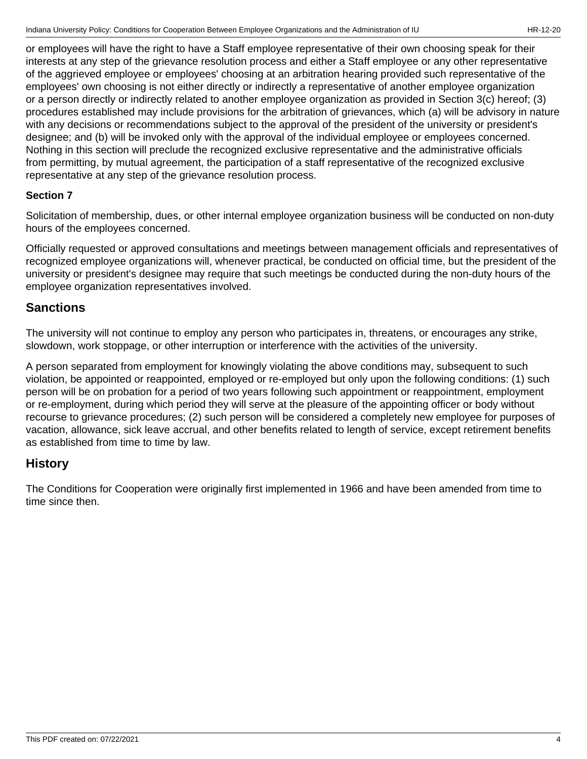or employees will have the right to have a Staff employee representative of their own choosing speak for their interests at any step of the grievance resolution process and either a Staff employee or any other representative of the aggrieved employee or employees' choosing at an arbitration hearing provided such representative of the employees' own choosing is not either directly or indirectly a representative of another employee organization or a person directly or indirectly related to another employee organization as provided in Section 3(c) hereof; (3) procedures established may include provisions for the arbitration of grievances, which (a) will be advisory in nature with any decisions or recommendations subject to the approval of the president of the university or president's designee; and (b) will be invoked only with the approval of the individual employee or employees concerned. Nothing in this section will preclude the recognized exclusive representative and the administrative officials from permitting, by mutual agreement, the participation of a staff representative of the recognized exclusive representative at any step of the grievance resolution process.

**Section 7**

Solicitation of membership, dues, or other internal employee organization business will be conducted on non-duty hours of the employees concerned.

Officially requested or approved consultations and meetings between management officials and representatives of recognized employee organizations will, whenever practical, be conducted on official time, but the president of the university or president's designee may require that such meetings be conducted during the non-duty hours of the employee organization representatives involved.

## Sanctions

The university will not continue to employ any person who participates in, threatens, or encourages any strike, slowdown, work stoppage, or other interruption or interference with the activities of the university.

A person separated from employment for knowingly violating the above conditions may, subsequent to such violation, be appointed or reappointed, employed or re-employed but only upon the following conditions: (1) such person will be on probation for a period of two years following such appointment or reappointment, employment or re-employment, during which period they will serve at the pleasure of the appointing officer or body without recourse to grievance procedures; (2) such person will be considered a completely new employee for purposes of vacation, allowance, sick leave accrual, and other benefits related to length of service, except retirement benefits as established from time to time by law.

## History

The Conditions for Cooperation were originally first implemented in 1966 and have been amended from time to time since then.